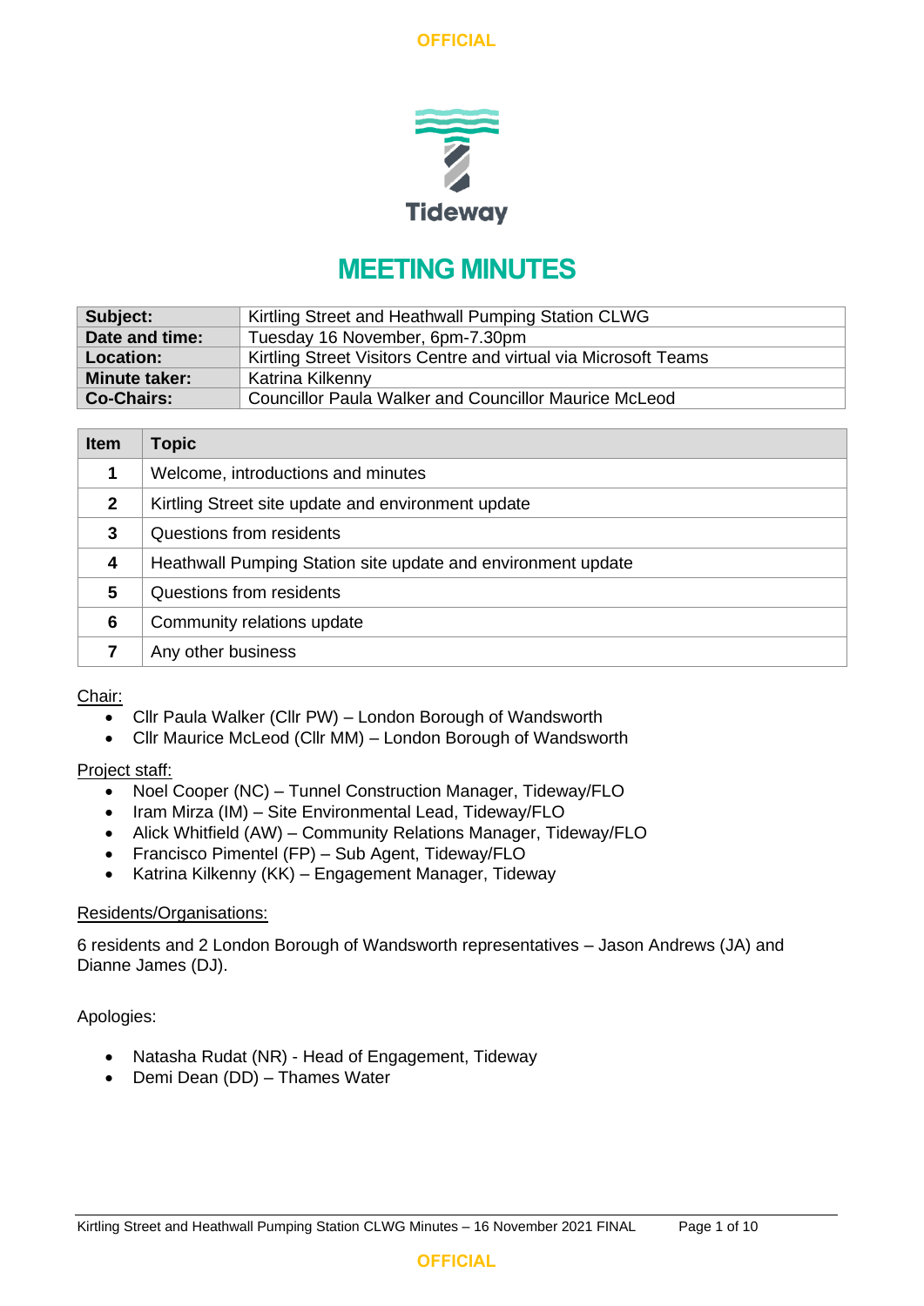# MEETING MINUTES

| | |
|---|---|
| **Subject:** | Kirtling Street and Heathwall Pumping Station CLWG |
| **Date and time:** | Tuesday 16 November, 6pm-7.30pm |
| **Location:** | Kirtling Street Visitors Centre and virtual via Microsoft Teams |
| **Minute taker:** | Katrina Kilkenny |
| **Co-Chairs:** | Councillor Paula Walker and Councillor Maurice McLeod |

| Item | Topic |
|---|---|
| **1** | Welcome, introductions and minutes |
| **2** | Kirtling Street site update and environment update |
| **3** | Questions from residents |
| **4** | Heathwall Pumping Station site update and environment update |
| **5** | Questions from residents |
| **6** | Community relations update |
| **7** | Any other business |

Chair:

- Cllr Paula Walker (Cllr PW) – London Borough of Wandsworth
- Cllr Maurice McLeod (Cllr MM) – London Borough of Wandsworth

Project staff:

- Noel Cooper (NC) – Tunnel Construction Manager, Tideway/FLO
- Iram Mirza (IM) – Site Environmental Lead, Tideway/FLO
- Alick Whitfield (AW) – Community Relations Manager, Tideway/FLO
- Francisco Pimentel (FP) – Sub Agent, Tideway/FLO
- Katrina Kilkenny (KK) – Engagement Manager, Tideway

Residents/Organisations:

6 residents and 2 London Borough of Wandsworth representatives – Jason Andrews (JA) and Dianne James (DJ).

Apologies:

- Natasha Rudat (NR) - Head of Engagement, Tideway
- Demi Dean (DD) – Thames Water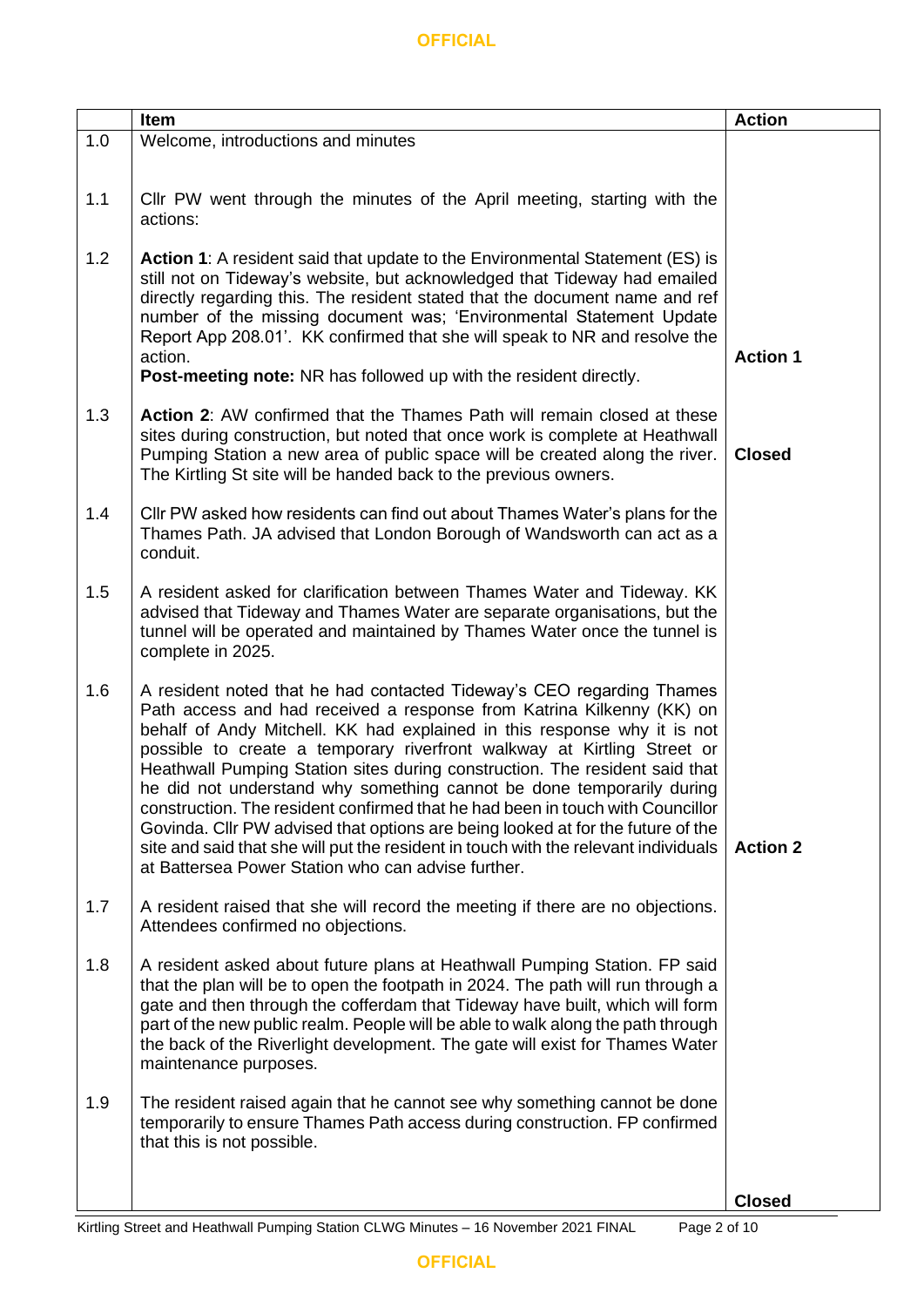|  | Item | Action |
|---|---|---|
| 1.0 | Welcome, introductions and minutes | |
| 1.1 | Cllr PW went through the minutes of the April meeting, starting with the actions: | |
| 1.2 | **Action 1**: A resident said that update to the Environmental Statement (ES) is still not on Tideway's website, but acknowledged that Tideway had emailed directly regarding this. The resident stated that the document name and ref number of the missing document was; 'Environmental Statement Update Report App 208.01'. KK confirmed that she will speak to NR and resolve the action. **Post-meeting note:** NR has followed up with the resident directly. | **Action 1** |
| 1.3 | **Action 2**: AW confirmed that the Thames Path will remain closed at these sites during construction, but noted that once work is complete at Heathwall Pumping Station a new area of public space will be created along the river. The Kirtling St site will be handed back to the previous owners. | **Closed** |
| 1.4 | Cllr PW asked how residents can find out about Thames Water's plans for the Thames Path. JA advised that London Borough of Wandsworth can act as a conduit. | |
| 1.5 | A resident asked for clarification between Thames Water and Tideway. KK advised that Tideway and Thames Water are separate organisations, but the tunnel will be operated and maintained by Thames Water once the tunnel is complete in 2025. | |
| 1.6 | A resident noted that he had contacted Tideway's CEO regarding Thames Path access and had received a response from Katrina Kilkenny (KK) on behalf of Andy Mitchell. KK had explained in this response why it is not possible to create a temporary riverfront walkway at Kirtling Street or Heathwall Pumping Station sites during construction. The resident said that he did not understand why something cannot be done temporarily during construction. The resident confirmed that he had been in touch with Councillor Govinda. Cllr PW advised that options are being looked at for the future of the site and said that she will put the resident in touch with the relevant individuals at Battersea Power Station who can advise further. | **Action 2** |
| 1.7 | A resident raised that she will record the meeting if there are no objections. Attendees confirmed no objections. | |
| 1.8 | A resident asked about future plans at Heathwall Pumping Station. FP said that the plan will be to open the footpath in 2024. The path will run through a gate and then through the cofferdam that Tideway have built, which will form part of the new public realm. People will be able to walk along the path through the back of the Riverlight development. The gate will exist for Thames Water maintenance purposes. | |
| 1.9 | The resident raised again that he cannot see why something cannot be done temporarily to ensure Thames Path access during construction. FP confirmed that this is not possible. | **Closed** |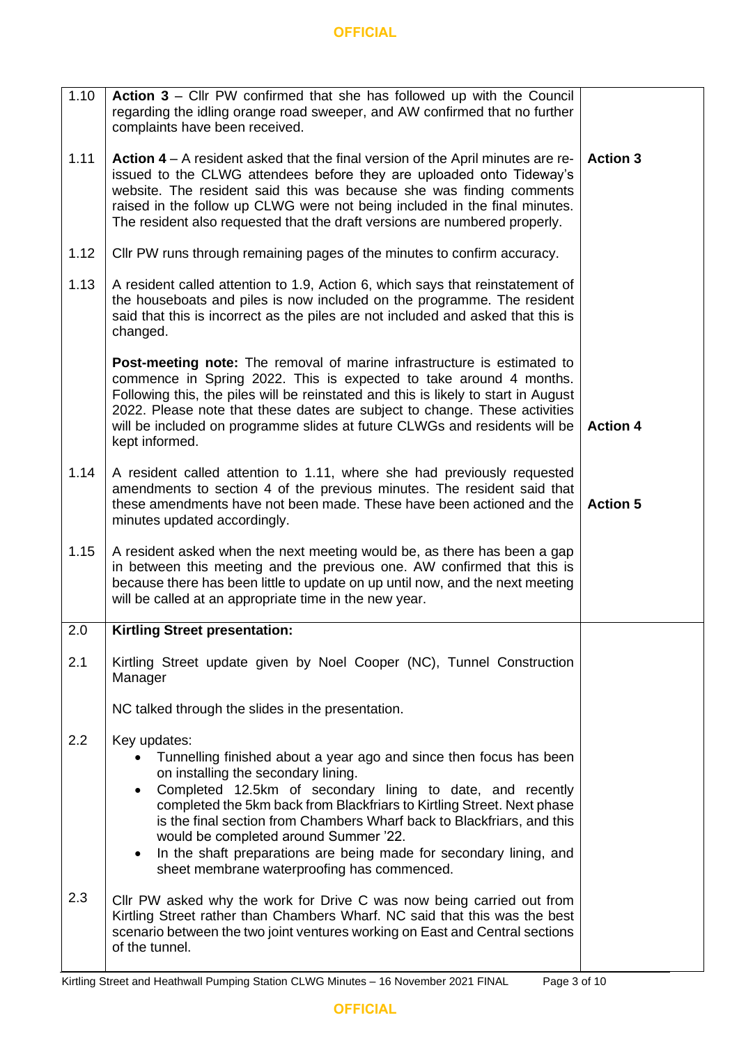| | | |
|---|---|---|
| 1.10 | **Action 3** – Cllr PW confirmed that she has followed up with the Council regarding the idling orange road sweeper, and AW confirmed that no further complaints have been received. | |
| 1.11 | **Action 4** – A resident asked that the final version of the April minutes are re-issued to the CLWG attendees before they are uploaded onto Tideway's website. The resident said this was because she was finding comments raised in the follow up CLWG were not being included in the final minutes. The resident also requested that the draft versions are numbered properly. | **Action 3** |
| 1.12 | Cllr PW runs through remaining pages of the minutes to confirm accuracy. | |
| 1.13 | A resident called attention to 1.9, Action 6, which says that reinstatement of the houseboats and piles is now included on the programme. The resident said that this is incorrect as the piles are not included and asked that this is changed.<br><br>**Post-meeting note:** The removal of marine infrastructure is estimated to commence in Spring 2022. This is expected to take around 4 months. Following this, the piles will be reinstated and this is likely to start in August 2022. Please note that these dates are subject to change. These activities will be included on programme slides at future CLWGs and residents will be kept informed. | **Action 4** |
| 1.14 | A resident called attention to 1.11, where she had previously requested amendments to section 4 of the previous minutes. The resident said that these amendments have not been made. These have been actioned and the minutes updated accordingly. | **Action 5** |
| 1.15 | A resident asked when the next meeting would be, as there has been a gap in between this meeting and the previous one. AW confirmed that this is because there has been little to update on up until now, and the next meeting will be called at an appropriate time in the new year. | |
| 2.0 | **Kirtling Street presentation:** | |
| 2.1 | Kirtling Street update given by Noel Cooper (NC), Tunnel Construction Manager<br><br>NC talked through the slides in the presentation. | |
| 2.2 | Key updates:<br>• Tunnelling finished about a year ago and since then focus has been on installing the secondary lining.<br>• Completed 12.5km of secondary lining to date, and recently completed the 5km back from Blackfriars to Kirtling Street. Next phase is the final section from Chambers Wharf back to Blackfriars, and this would be completed around Summer '22.<br>• In the shaft preparations are being made for secondary lining, and sheet membrane waterproofing has commenced. | |
| 2.3 | Cllr PW asked why the work for Drive C was now being carried out from Kirtling Street rather than Chambers Wharf. NC said that this was the best scenario between the two joint ventures working on East and Central sections of the tunnel. | |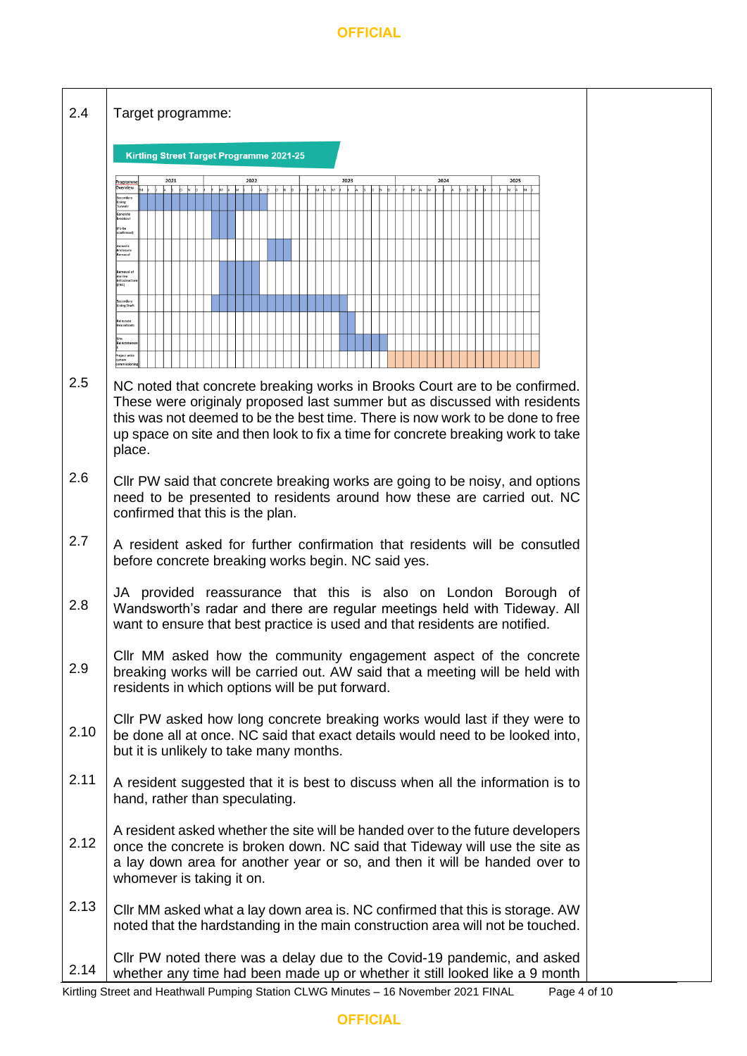| | | |
|---|---|---|
| 2.4 | Target programme:<br><br>**Kirtling Street Target Programme 2021-25**<br><br>Programme Overview (2021–2025): Secondary Lining Tunnels; Concrete breakout (to be confirmed); Acoustic Enclosure Removal; Removal of marine infrastructure (TBC); Secondary Lining Shaft; Reinstate Headstocks; Site Reinstatement; Project wide system commissioning | |
| 2.5 | NC noted that concrete breaking works in Brooks Court are to be confirmed. These were originaly proposed last summer but as discussed with residents this was not deemed to be the best time. There is now work to be done to free up space on site and then look to fix a time for concrete breaking work to take place. | |
| 2.6 | Cllr PW said that concrete breaking works are going to be noisy, and options need to be presented to residents around how these are carried out. NC confirmed that this is the plan. | |
| 2.7 | A resident asked for further confirmation that residents will be consutled before concrete breaking works begin. NC said yes. | |
| 2.8 | JA provided reassurance that this is also on London Borough of Wandsworth's radar and there are regular meetings held with Tideway. All want to ensure that best practice is used and that residents are notified. | |
| 2.9 | Cllr MM asked how the community engagement aspect of the concrete breaking works will be carried out. AW said that a meeting will be held with residents in which options will be put forward. | |
| 2.10 | Cllr PW asked how long concrete breaking works would last if they were to be done all at once. NC said that exact details would need to be looked into, but it is unlikely to take many months. | |
| 2.11 | A resident suggested that it is best to discuss when all the information is to hand, rather than speculating. | |
| 2.12 | A resident asked whether the site will be handed over to the future developers once the concrete is broken down. NC said that Tideway will use the site as a lay down area for another year or so, and then it will be handed over to whomever is taking it on. | |
| 2.13 | Cllr MM asked what a lay down area is. NC confirmed that this is storage. AW noted that the hardstanding in the main construction area will not be touched. | |
| 2.14 | Cllr PW noted there was a delay due to the Covid-19 pandemic, and asked whether any time had been made up or whether it still looked like a 9 month | |

Kirtling Street and Heathwall Pumping Station CLWG Minutes – 16 November 2021 FINAL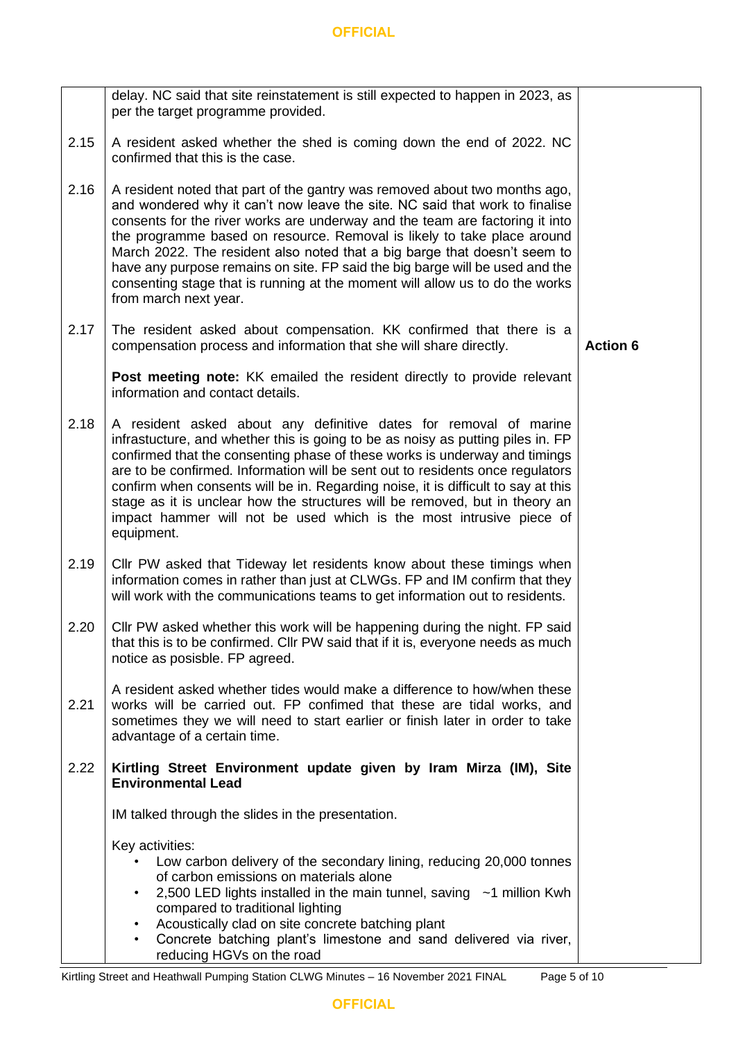| | | |
|---|---|---|
| | delay. NC said that site reinstatement is still expected to happen in 2023, as per the target programme provided. | |
| 2.15 | A resident asked whether the shed is coming down the end of 2022. NC confirmed that this is the case. | |
| 2.16 | A resident noted that part of the gantry was removed about two months ago, and wondered why it can't now leave the site. NC said that work to finalise consents for the river works are underway and the team are factoring it into the programme based on resource. Removal is likely to take place around March 2022. The resident also noted that a big barge that doesn't seem to have any purpose remains on site. FP said the big barge will be used and the consenting stage that is running at the moment will allow us to do the works from march next year. | |
| 2.17 | The resident asked about compensation. KK confirmed that there is a compensation process and information that she will share directly.<br><br>**Post meeting note:** KK emailed the resident directly to provide relevant information and contact details. | **Action 6** |
| 2.18 | A resident asked about any definitive dates for removal of marine infrastucture, and whether this is going to be as noisy as putting piles in. FP confirmed that the consenting phase of these works is underway and timings are to be confirmed. Information will be sent out to residents once regulators confirm when consents will be in. Regarding noise, it is difficult to say at this stage as it is unclear how the structures will be removed, but in theory an impact hammer will not be used which is the most intrusive piece of equipment. | |
| 2.19 | Cllr PW asked that Tideway let residents know about these timings when information comes in rather than just at CLWGs. FP and IM confirm that they will work with the communications teams to get information out to residents. | |
| 2.20 | Cllr PW asked whether this work will be happening during the night. FP said that this is to be confirmed. Cllr PW said that if it is, everyone needs as much notice as posisble. FP agreed. | |
| 2.21 | A resident asked whether tides would make a difference to how/when these works will be carried out. FP confimed that these are tidal works, and sometimes they we will need to start earlier or finish later in order to take advantage of a certain time. | |
| 2.22 | **Kirtling Street Environment update given by Iram Mirza (IM), Site Environmental Lead**<br><br>IM talked through the slides in the presentation.<br><br>Key activities:<br>• Low carbon delivery of the secondary lining, reducing 20,000 tonnes of carbon emissions on materials alone<br>• 2,500 LED lights installed in the main tunnel, saving ~1 million Kwh compared to traditional lighting<br>• Acoustically clad on site concrete batching plant<br>• Concrete batching plant's limestone and sand delivered via river, reducing HGVs on the road | |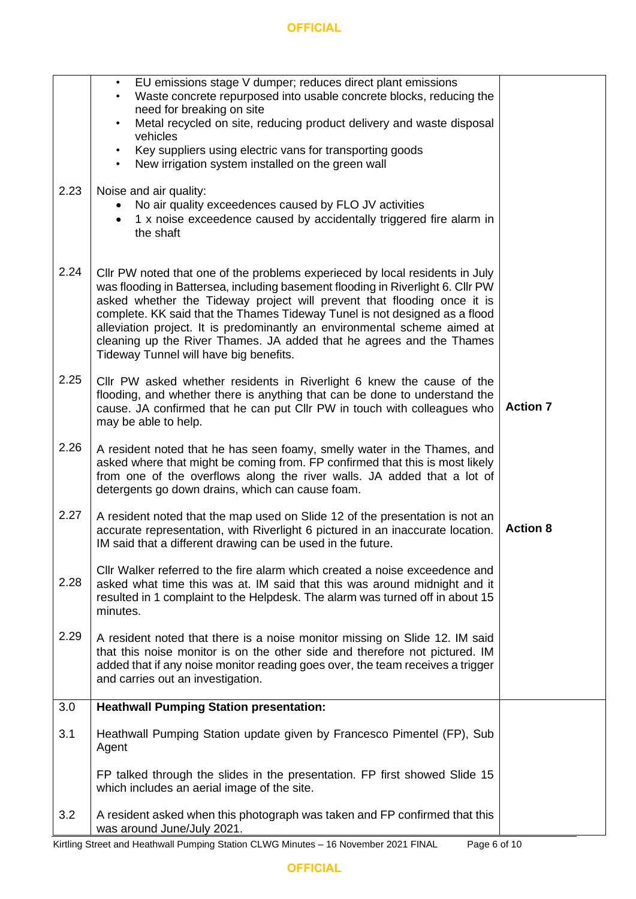| | | |
|---|---|---|
| | • EU emissions stage V dumper; reduces direct plant emissions<br>• Waste concrete repurposed into usable concrete blocks, reducing the need for breaking on site<br>• Metal recycled on site, reducing product delivery and waste disposal vehicles<br>• Key suppliers using electric vans for transporting goods<br>• New irrigation system installed on the green wall | |
| 2.23 | Noise and air quality:<br>• No air quality exceedences caused by FLO JV activities<br>• 1 x noise exceedence caused by accidentally triggered fire alarm in the shaft | |
| 2.24 | Cllr PW noted that one of the problems experieced by local residents in July was flooding in Battersea, including basement flooding in Riverlight 6. Cllr PW asked whether the Tideway project will prevent that flooding once it is complete. KK said that the Thames Tideway Tunel is not designed as a flood alleviation project. It is predominantly an environmental scheme aimed at cleaning up the River Thames. JA added that he agrees and the Thames Tideway Tunnel will have big benefits. | |
| 2.25 | Cllr PW asked whether residents in Riverlight 6 knew the cause of the flooding, and whether there is anything that can be done to understand the cause. JA confirmed that he can put Cllr PW in touch with colleagues who may be able to help. | **Action 7** |
| 2.26 | A resident noted that he has seen foamy, smelly water in the Thames, and asked where that might be coming from. FP confirmed that this is most likely from one of the overflows along the river walls. JA added that a lot of detergents go down drains, which can cause foam. | |
| 2.27 | A resident noted that the map used on Slide 12 of the presentation is not an accurate representation, with Riverlight 6 pictured in an inaccurate location. IM said that a different drawing can be used in the future. | **Action 8** |
| 2.28 | Cllr Walker referred to the fire alarm which created a noise exceedence and asked what time this was at. IM said that this was around midnight and it resulted in 1 complaint to the Helpdesk. The alarm was turned off in about 15 minutes. | |
| 2.29 | A resident noted that there is a noise monitor missing on Slide 12. IM said that this noise monitor is on the other side and therefore not pictured. IM added that if any noise monitor reading goes over, the team receives a trigger and carries out an investigation. | |
| 3.0 | **Heathwall Pumping Station presentation:** | |
| 3.1 | Heathwall Pumping Station update given by Francesco Pimentel (FP), Sub Agent<br><br>FP talked through the slides in the presentation. FP first showed Slide 15 which includes an aerial image of the site. | |
| 3.2 | A resident asked when this photograph was taken and FP confirmed that this was around June/July 2021. | |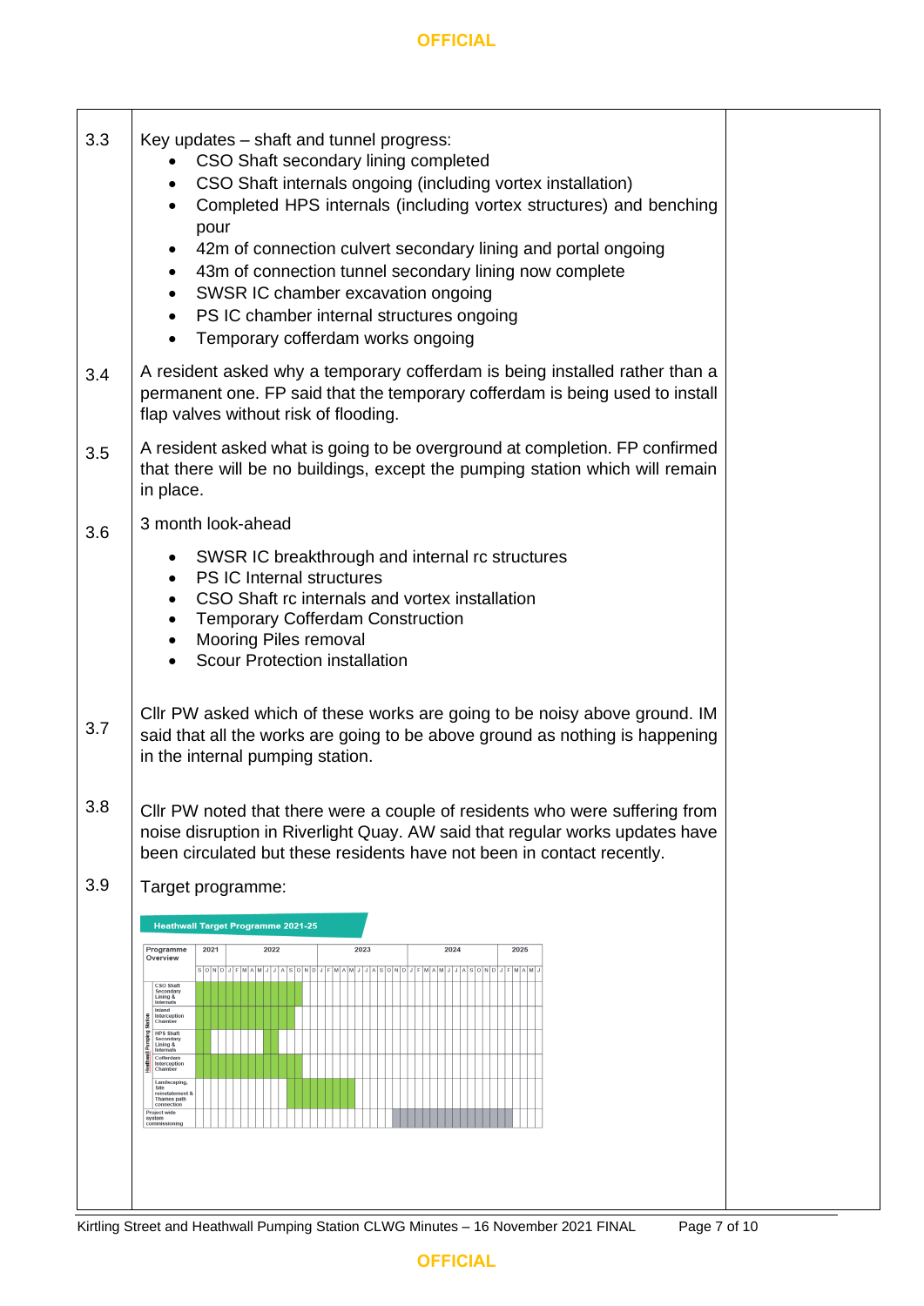| | | |
|---|---|---|
| 3.3 | Key updates – shaft and tunnel progress:<br>• CSO Shaft secondary lining completed<br>• CSO Shaft internals ongoing (including vortex installation)<br>• Completed HPS internals (including vortex structures) and benching pour<br>• 42m of connection culvert secondary lining and portal ongoing<br>• 43m of connection tunnel secondary lining now complete<br>• SWSR IC chamber excavation ongoing<br>• PS IC chamber internal structures ongoing<br>• Temporary cofferdam works ongoing | |
| 3.4 | A resident asked why a temporary cofferdam is being installed rather than a permanent one. FP said that the temporary cofferdam is being used to install flap valves without risk of flooding. | |
| 3.5 | A resident asked what is going to be overground at completion. FP confirmed that there will be no buildings, except the pumping station which will remain in place. | |
| 3.6 | 3 month look-ahead<br>• SWSR IC breakthrough and internal rc structures<br>• PS IC Internal structures<br>• CSO Shaft rc internals and vortex installation<br>• Temporary Cofferdam Construction<br>• Mooring Piles removal<br>• Scour Protection installation | |
| 3.7 | Cllr PW asked which of these works are going to be noisy above ground. IM said that all the works are going to be above ground as nothing is happening in the internal pumping station. | |
| 3.8 | Cllr PW noted that there were a couple of residents who were suffering from noise disruption in Riverlight Quay. AW said that regular works updates have been circulated but these residents have not been in contact recently. | |
| 3.9 | Target programme:<br>Heathwall Target Programme 2021-25<br>Programme Overview: 2021, 2022, 2023, 2024, 2025<br>Heathwall Pumping Station: CSO Shaft Secondary Lining & Internals; Inland Interception Chamber; HPS Shaft Secondary Lining & Internals; Cofferdam Interception Chamber; Landscaping, Site reinstatement & Thames path connection<br>Project wide system commissioning | |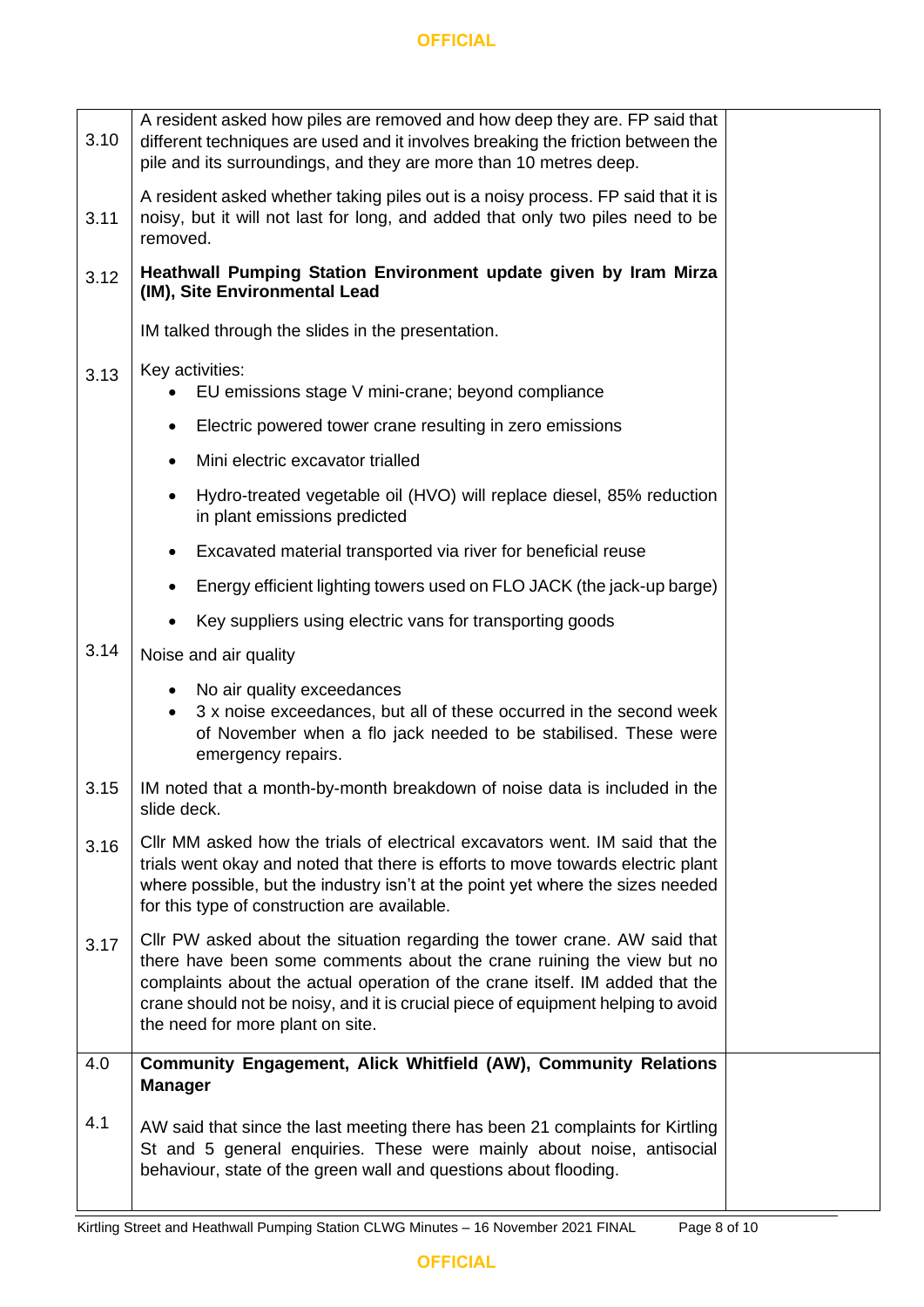| | | |
|---|---|---|
| 3.10 | A resident asked how piles are removed and how deep they are. FP said that different techniques are used and it involves breaking the friction between the pile and its surroundings, and they are more than 10 metres deep. | |
| 3.11 | A resident asked whether taking piles out is a noisy process. FP said that it is noisy, but it will not last for long, and added that only two piles need to be removed. | |
| 3.12 | **Heathwall Pumping Station Environment update given by Iram Mirza (IM), Site Environmental Lead**<br><br>IM talked through the slides in the presentation. | |
| 3.13 | Key activities:<br>• EU emissions stage V mini-crane; beyond compliance<br>• Electric powered tower crane resulting in zero emissions<br>• Mini electric excavator trialled<br>• Hydro-treated vegetable oil (HVO) will replace diesel, 85% reduction in plant emissions predicted<br>• Excavated material transported via river for beneficial reuse<br>• Energy efficient lighting towers used on FLO JACK (the jack-up barge)<br>• Key suppliers using electric vans for transporting goods | |
| 3.14 | Noise and air quality<br>• No air quality exceedances<br>• 3 x noise exceedances, but all of these occurred in the second week of November when a flo jack needed to be stabilised. These were emergency repairs. | |
| 3.15 | IM noted that a month-by-month breakdown of noise data is included in the slide deck. | |
| 3.16 | Cllr MM asked how the trials of electrical excavators went. IM said that the trials went okay and noted that there is efforts to move towards electric plant where possible, but the industry isn't at the point yet where the sizes needed for this type of construction are available. | |
| 3.17 | Cllr PW asked about the situation regarding the tower crane. AW said that there have been some comments about the crane ruining the view but no complaints about the actual operation of the crane itself. IM added that the crane should not be noisy, and it is crucial piece of equipment helping to avoid the need for more plant on site. | |
| 4.0 | **Community Engagement, Alick Whitfield (AW), Community Relations Manager** | |
| 4.1 | AW said that since the last meeting there has been 21 complaints for Kirtling St and 5 general enquiries. These were mainly about noise, antisocial behaviour, state of the green wall and questions about flooding. | |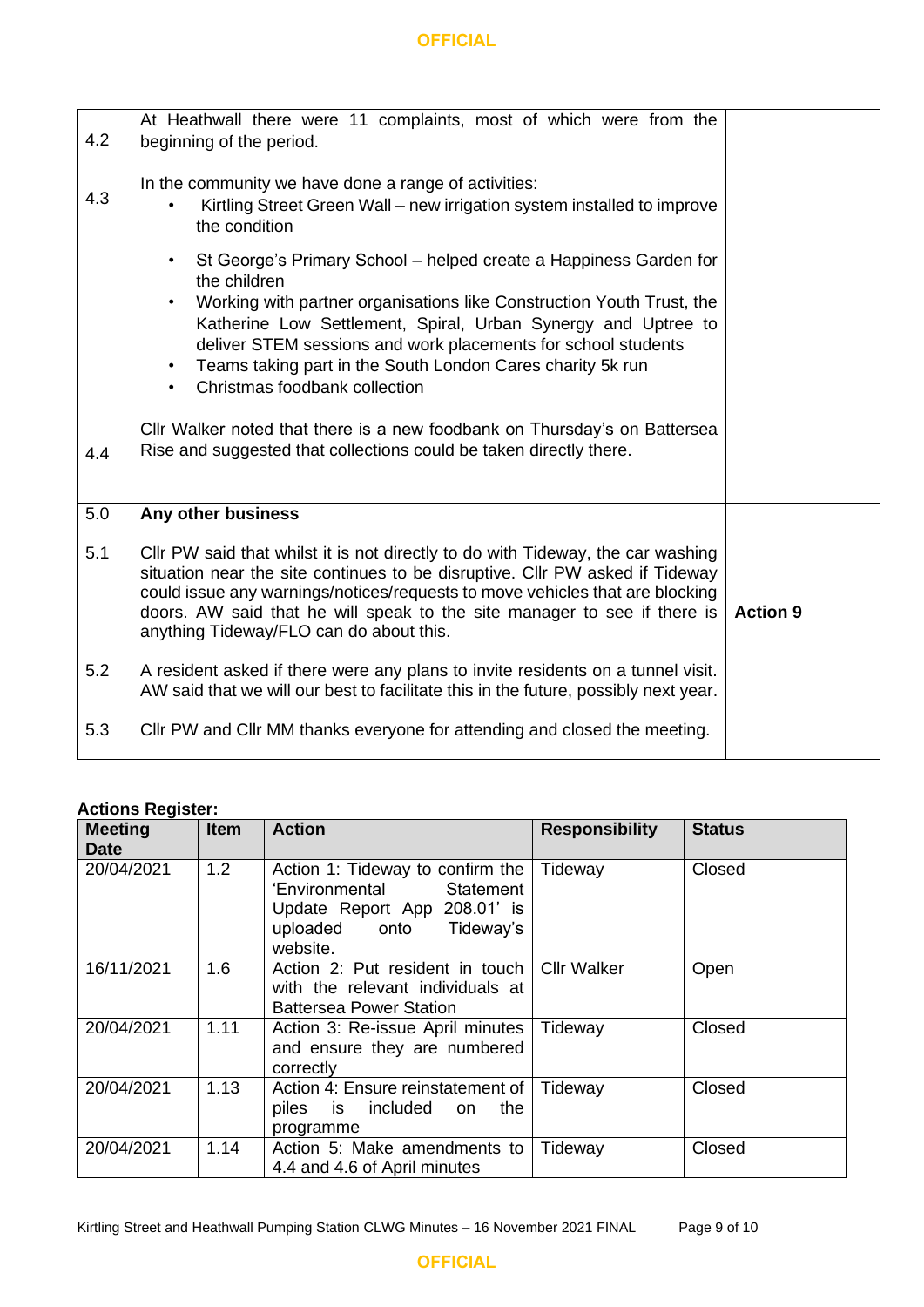OFFICIAL

| | | |
|---|---|---|
| 4.2 | At Heathwall there were 11 complaints, most of which were from the beginning of the period. | |
| 4.3 | In the community we have done a range of activities:<br>• Kirtling Street Green Wall – new irrigation system installed to improve the condition<br>• St George's Primary School – helped create a Happiness Garden for the children<br>• Working with partner organisations like Construction Youth Trust, the Katherine Low Settlement, Spiral, Urban Synergy and Uptree to deliver STEM sessions and work placements for school students<br>• Teams taking part in the South London Cares charity 5k run<br>• Christmas foodbank collection | |
| 4.4 | Cllr Walker noted that there is a new foodbank on Thursday's on Battersea Rise and suggested that collections could be taken directly there. | |
| 5.0 | **Any other business** | |
| 5.1 | Cllr PW said that whilst it is not directly to do with Tideway, the car washing situation near the site continues to be disruptive. Cllr PW asked if Tideway could issue any warnings/notices/requests to move vehicles that are blocking doors. AW said that he will speak to the site manager to see if there is anything Tideway/FLO can do about this. | **Action 9** |
| 5.2 | A resident asked if there were any plans to invite residents on a tunnel visit. AW said that we will our best to facilitate this in the future, possibly next year. | |
| 5.3 | Cllr PW and Cllr MM thanks everyone for attending and closed the meeting. | |

**Actions Register:**

| Meeting Date | Item | Action | Responsibility | Status |
|---|---|---|---|---|
| 20/04/2021 | 1.2 | Action 1: Tideway to confirm the 'Environmental Statement Update Report App 208.01' is uploaded onto Tideway's website. | Tideway | Closed |
| 16/11/2021 | 1.6 | Action 2: Put resident in touch with the relevant individuals at Battersea Power Station | Cllr Walker | Open |
| 20/04/2021 | 1.11 | Action 3: Re-issue April minutes and ensure they are numbered correctly | Tideway | Closed |
| 20/04/2021 | 1.13 | Action 4: Ensure reinstatement of piles is included on the programme | Tideway | Closed |
| 20/04/2021 | 1.14 | Action 5: Make amendments to 4.4 and 4.6 of April minutes | Tideway | Closed |

OFFICIAL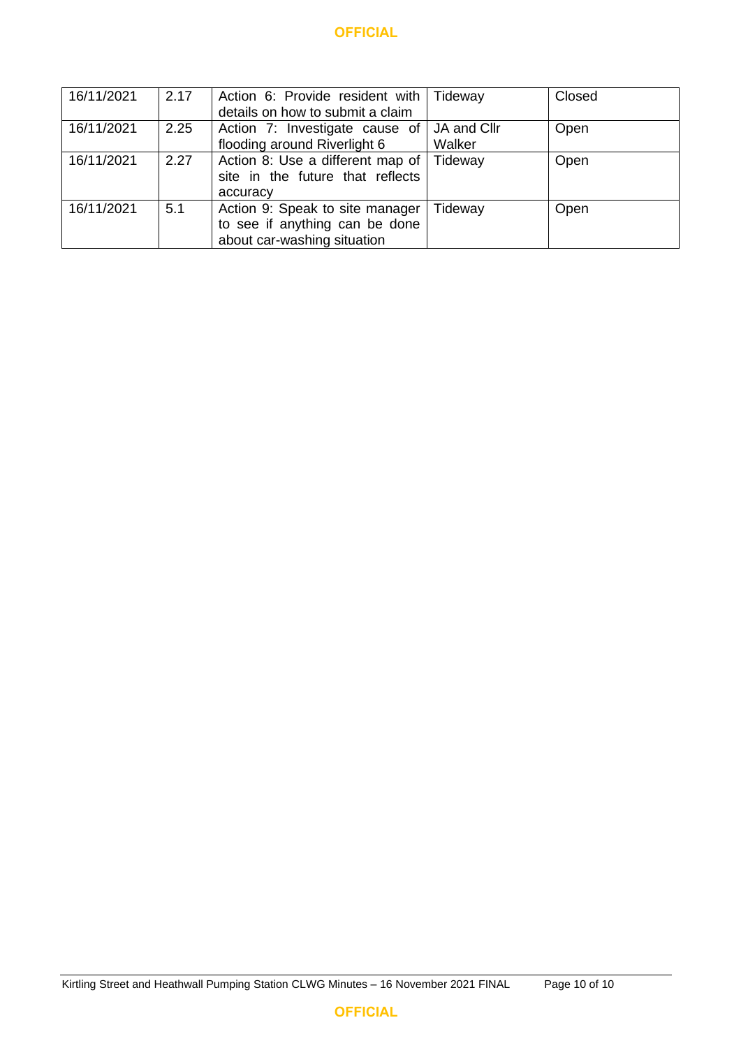| | | | | |
|---|---|---|---|---|
| 16/11/2021 | 2.17 | Action 6: Provide resident with details on how to submit a claim | Tideway | Closed |
| 16/11/2021 | 2.25 | Action 7: Investigate cause of flooding around Riverlight 6 | JA and Cllr Walker | Open |
| 16/11/2021 | 2.27 | Action 8: Use a different map of site in the future that reflects accuracy | Tideway | Open |
| 16/11/2021 | 5.1 | Action 9: Speak to site manager to see if anything can be done about car-washing situation | Tideway | Open |